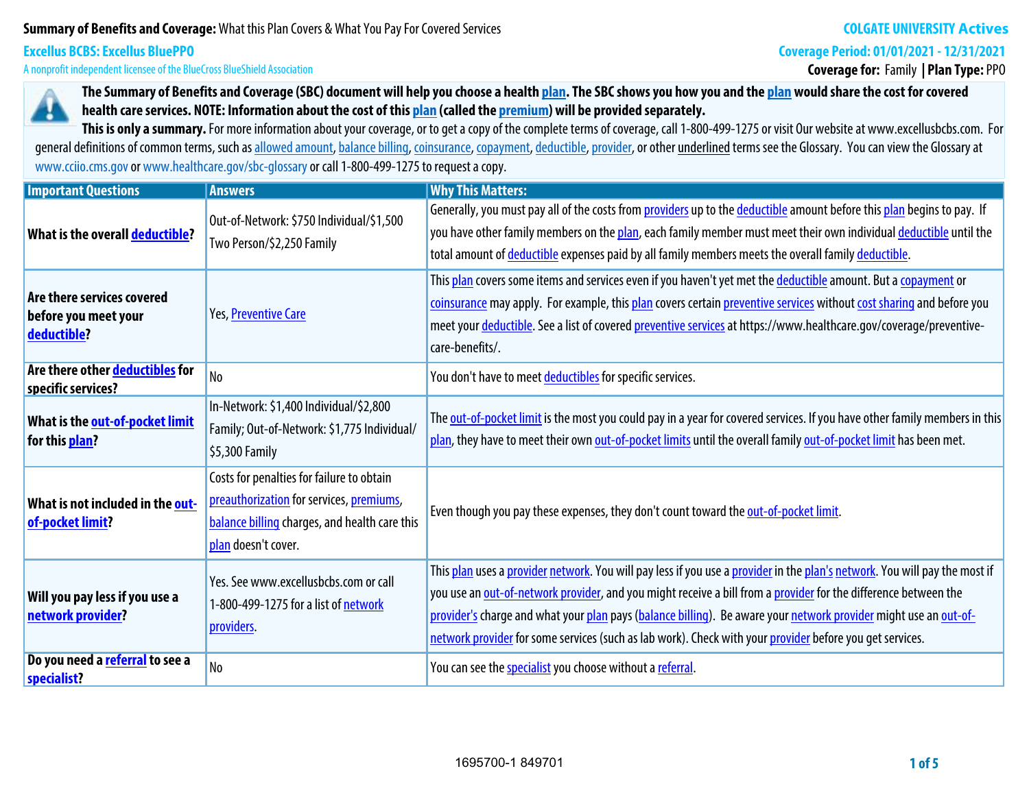**Summary of Benefits and Coverage:** What this Plan Covers & What You Pay For Covered Services

**COLGATE UNIVERSITY Actives**

**Excellus BCBS: Excellus BluePPO**

A nonprofit independent licensee of the BlueCross BlueShield Association

**Coverage Period: 01/01/2021 - 12/31/2021**

**Coverage for:** Family **| Plan Type:** PPO

**The Summary of Benefits and Coverage (SBC) document will help you choose a health plan. The SBC shows you how you and the plan would share the cost for covered health care services. NOTE: Information about the cost of this plan (called the premium) will be provided separately.**

**This is only a summary.** For more information about your coverage, or to get a copy of the complete terms of coverage, call 1-800-499-1275 or visit Our website at www.excellusbcbs.com. For general definitions of common terms, such as allowed amount, balance billing, coinsurance, copayment, deductible, provider, or other underlined terms see the Glossary. You can view the Glossary at www.cciio.cms.gov or www.healthcare.gov/sbc-glossary or call 1-800-499-1275 to request a copy.

| Important Questions | Answers | Why This Matters: |
| --- | --- | --- |
| **What is the overall deductible?** | Out-of-Network: $750 Individual/$1,500 Two Person/$2,250 Family | Generally, you must pay all of the costs from providers up to the deductible amount before this plan begins to pay. If you have other family members on the plan, each family member must meet their own individual deductible until the total amount of deductible expenses paid by all family members meets the overall family deductible. |
| **Are there services covered before you meet your deductible?** | Yes, Preventive Care | This plan covers some items and services even if you haven't yet met the deductible amount. But a copayment or coinsurance may apply. For example, this plan covers certain preventive services without cost sharing and before you meet your deductible. See a list of covered preventive services at https://www.healthcare.gov/coverage/preventive-care-benefits/. |
| **Are there other deductibles for specific services?** | No | You don't have to meet deductibles for specific services. |
| **What is the out-of-pocket limit for this plan?** | In-Network: $1,400 Individual/$2,800 Family; Out-of-Network: $1,775 Individual/ $5,300 Family | The out-of-pocket limit is the most you could pay in a year for covered services. If you have other family members in this plan, they have to meet their own out-of-pocket limits until the overall family out-of-pocket limit has been met. |
| **What is not included in the out-of-pocket limit?** | Costs for penalties for failure to obtain preauthorization for services, premiums, balance billing charges, and health care this plan doesn't cover. | Even though you pay these expenses, they don't count toward the out-of-pocket limit. |
| **Will you pay less if you use a network provider?** | Yes. See www.excellusbcbs.com or call 1-800-499-1275 for a list of network providers. | This plan uses a provider network. You will pay less if you use a provider in the plan's network. You will pay the most if you use an out-of-network provider, and you might receive a bill from a provider for the difference between the provider's charge and what your plan pays (balance billing). Be aware your network provider might use an out-of-network provider for some services (such as lab work). Check with your provider before you get services. |
| **Do you need a referral to see a specialist?** | No | You can see the specialist you choose without a referral. |

1695700-1 849701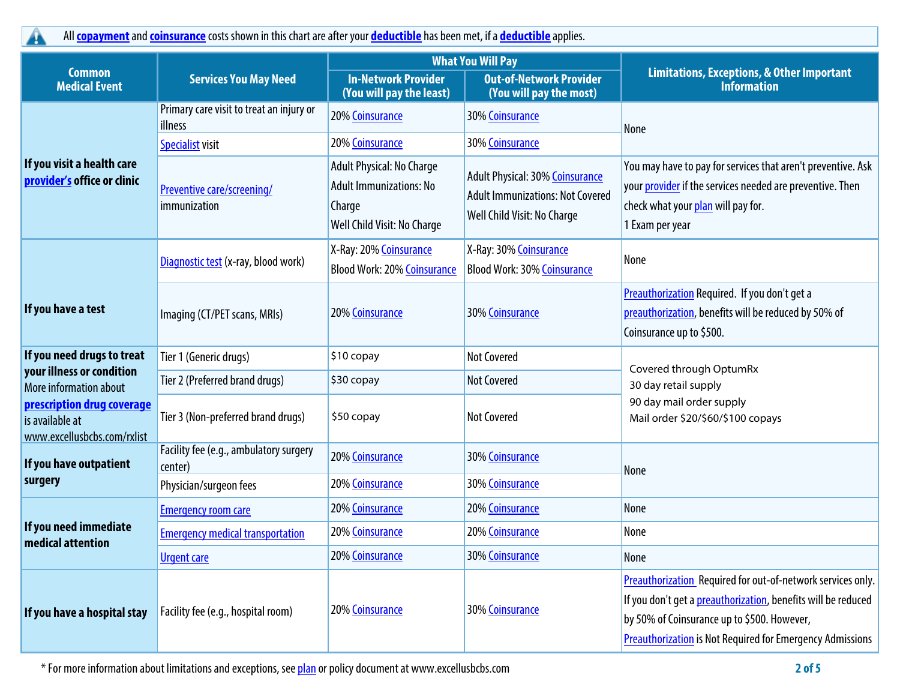All **copayment** and **coinsurance** costs shown in this chart are after your **deductible** has been met, if a **deductible** applies.

| Common Medical Event | Services You May Need | What You Will Pay | | Limitations, Exceptions, & Other Important Information |
|---|---|---|---|---|
| | | In-Network Provider (You will pay the least) | Out-of-Network Provider (You will pay the most) | |
| **If you visit a health care provider's office or clinic** | Primary care visit to treat an injury or illness | 20% Coinsurance | 30% Coinsurance | None |
| | Specialist visit | 20% Coinsurance | 30% Coinsurance | |
| | Preventive care/screening/ immunization | Adult Physical: No Charge<br>Adult Immunizations: No Charge<br>Well Child Visit: No Charge | Adult Physical: 30% Coinsurance<br>Adult Immunizations: Not Covered<br>Well Child Visit: No Charge | You may have to pay for services that aren't preventive. Ask your provider if the services needed are preventive. Then check what your plan will pay for.<br>1 Exam per year |
| **If you have a test** | Diagnostic test (x-ray, blood work) | X-Ray: 20% Coinsurance<br>Blood Work: 20% Coinsurance | X-Ray: 30% Coinsurance<br>Blood Work: 30% Coinsurance | None |
| | Imaging (CT/PET scans, MRIs) | 20% Coinsurance | 30% Coinsurance | Preauthorization Required. If you don't get a preauthorization, benefits will be reduced by 50% of Coinsurance up to $500. |
| **If you need drugs to treat your illness or condition**<br>More information about **prescription drug coverage** is available at www.excellusbcbs.com/rxlist | Tier 1 (Generic drugs) | $10 copay | Not Covered | Covered through OptumRx<br>30 day retail supply<br>90 day mail order supply<br>Mail order $20/$60/$100 copays |
| | Tier 2 (Preferred brand drugs) | $30 copay | Not Covered | |
| | Tier 3 (Non-preferred brand drugs) | $50 copay | Not Covered | |
| **If you have outpatient surgery** | Facility fee (e.g., ambulatory surgery center) | 20% Coinsurance | 30% Coinsurance | None |
| | Physician/surgeon fees | 20% Coinsurance | 30% Coinsurance | |
| **If you need immediate medical attention** | Emergency room care | 20% Coinsurance | 20% Coinsurance | None |
| | Emergency medical transportation | 20% Coinsurance | 20% Coinsurance | None |
| | Urgent care | 20% Coinsurance | 30% Coinsurance | None |
| **If you have a hospital stay** | Facility fee (e.g., hospital room) | 20% Coinsurance | 30% Coinsurance | Preauthorization Required for out-of-network services only. If you don't get a preauthorization, benefits will be reduced by 50% of Coinsurance up to $500. However, Preauthorization is Not Required for Emergency Admissions |

\* For more information about limitations and exceptions, see plan or policy document at www.excellusbcbs.com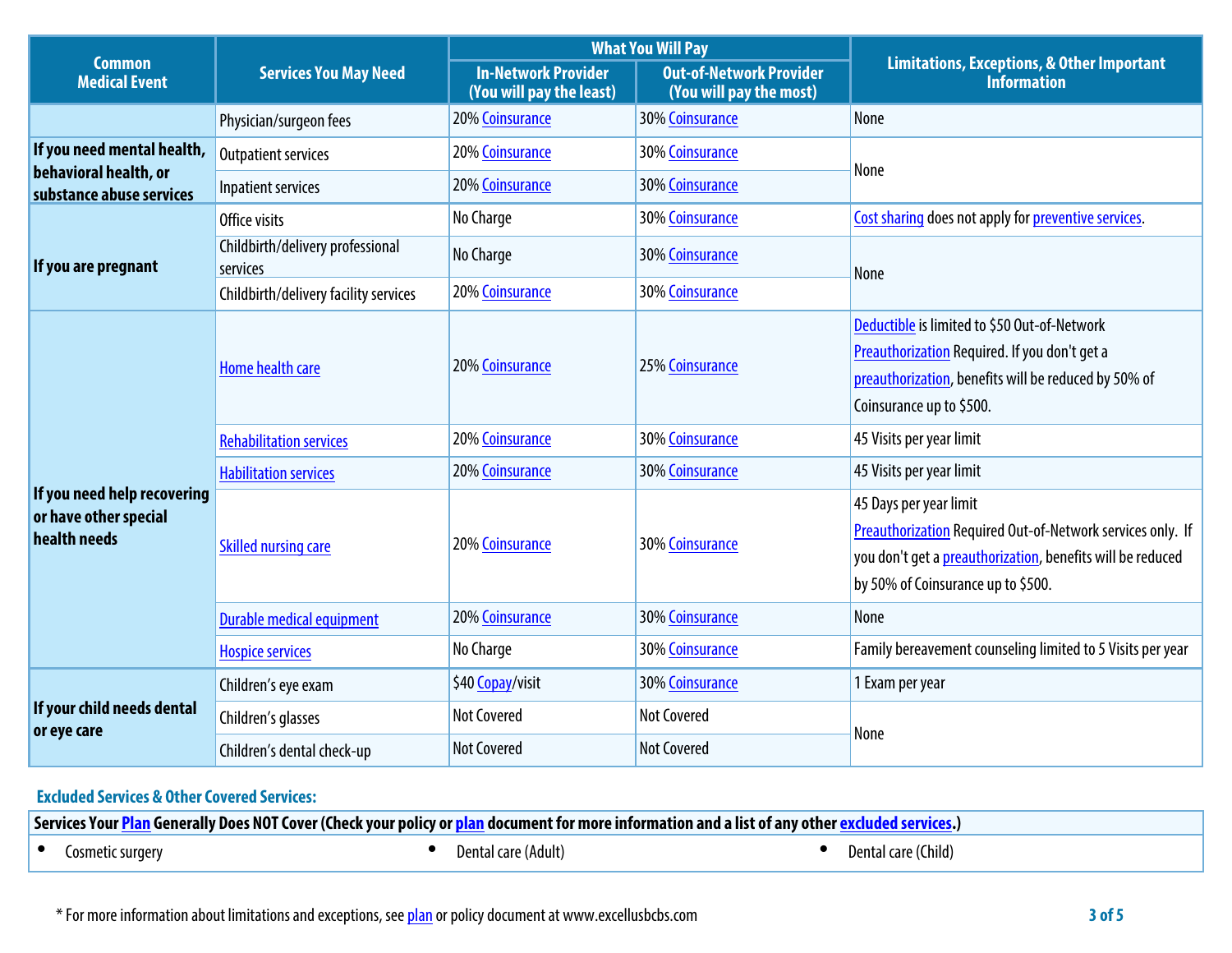| Common Medical Event | Services You May Need | What You Will Pay | | Limitations, Exceptions, & Other Important Information |
|---|---|---|---|---|
| | | In-Network Provider (You will pay the least) | Out-of-Network Provider (You will pay the most) | |
| | Physician/surgeon fees | 20% Coinsurance | 30% Coinsurance | None |
| If you need mental health, behavioral health, or substance abuse services | Outpatient services | 20% Coinsurance | 30% Coinsurance | None |
| | Inpatient services | 20% Coinsurance | 30% Coinsurance | |
| If you are pregnant | Office visits | No Charge | 30% Coinsurance | Cost sharing does not apply for preventive services. |
| | Childbirth/delivery professional services | No Charge | 30% Coinsurance | None |
| | Childbirth/delivery facility services | 20% Coinsurance | 30% Coinsurance | |
| If you need help recovering or have other special health needs | Home health care | 20% Coinsurance | 25% Coinsurance | Deductible is limited to $50 Out-of-Network Preauthorization Required. If you don't get a preauthorization, benefits will be reduced by 50% of Coinsurance up to $500. |
| | Rehabilitation services | 20% Coinsurance | 30% Coinsurance | 45 Visits per year limit |
| | Habilitation services | 20% Coinsurance | 30% Coinsurance | 45 Visits per year limit |
| | Skilled nursing care | 20% Coinsurance | 30% Coinsurance | 45 Days per year limit Preauthorization Required Out-of-Network services only. If you don't get a preauthorization, benefits will be reduced by 50% of Coinsurance up to $500. |
| | Durable medical equipment | 20% Coinsurance | 30% Coinsurance | None |
| | Hospice services | No Charge | 30% Coinsurance | Family bereavement counseling limited to 5 Visits per year |
| If your child needs dental or eye care | Children's eye exam | $40 Copay/visit | 30% Coinsurance | 1 Exam per year |
| | Children's glasses | Not Covered | Not Covered | None |
| | Children's dental check-up | Not Covered | Not Covered | |

**Excluded Services & Other Covered Services:**

| Services Your Plan Generally Does NOT Cover (Check your policy or plan document for more information and a list of any other excluded services.) | | |
|---|---|---|
| • Cosmetic surgery | • Dental care (Adult) | • Dental care (Child) |

\* For more information about limitations and exceptions, see plan or policy document at www.excellusbcbs.com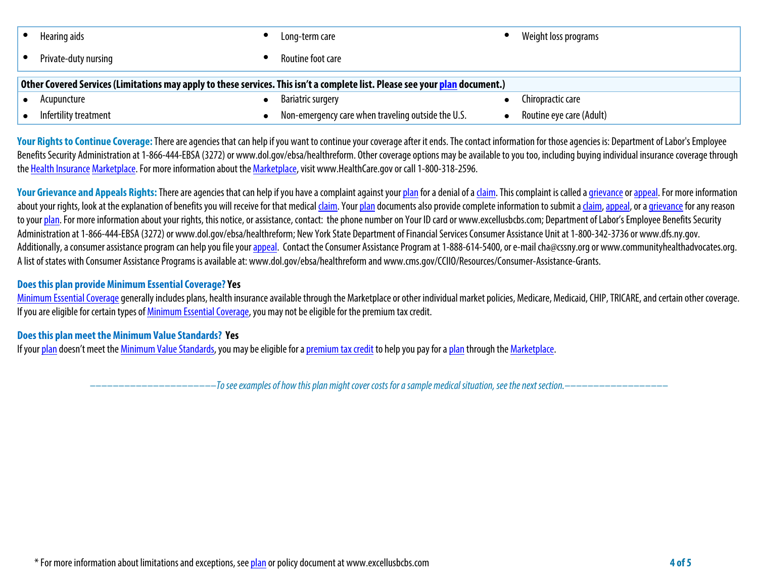| | | |
|---|---|---|
| • Hearing aids | • Long-term care | • Weight loss programs |
| • Private-duty nursing | • Routine foot care | |

| Other Covered Services (Limitations may apply to these services. This isn't a complete list. Please see your plan document.) | | |
|---|---|---|
| • Acupuncture | • Bariatric surgery | • Chiropractic care |
| • Infertility treatment | • Non-emergency care when traveling outside the U.S. | • Routine eye care (Adult) |

**Your Rights to Continue Coverage:** There are agencies that can help if you want to continue your coverage after it ends. The contact information for those agencies is: Department of Labor's Employee Benefits Security Administration at 1-866-444-EBSA (3272) or www.dol.gov/ebsa/healthreform. Other coverage options may be available to you too, including buying individual insurance coverage through the Health Insurance Marketplace. For more information about the Marketplace, visit www.HealthCare.gov or call 1-800-318-2596.

**Your Grievance and Appeals Rights:** There are agencies that can help if you have a complaint against your plan for a denial of a claim. This complaint is called a grievance or appeal. For more information about your rights, look at the explanation of benefits you will receive for that medical claim. Your plan documents also provide complete information to submit a claim, appeal, or a grievance for any reason to your plan. For more information about your rights, this notice, or assistance, contact: the phone number on Your ID card or www.excellusbcbs.com; Department of Labor's Employee Benefits Security Administration at 1-866-444-EBSA (3272) or www.dol.gov/ebsa/healthreform; New York State Department of Financial Services Consumer Assistance Unit at 1-800-342-3736 or www.dfs.ny.gov. Additionally, a consumer assistance program can help you file your appeal. Contact the Consumer Assistance Program at 1-888-614-5400, or e-mail cha@cssny.org or www.communityhealthadvocates.org. A list of states with Consumer Assistance Programs is available at: www.dol.gov/ebsa/healthreform and www.cms.gov/CCIIO/Resources/Consumer-Assistance-Grants.

**Does this plan provide Minimum Essential Coverage? Yes**

Minimum Essential Coverage generally includes plans, health insurance available through the Marketplace or other individual market policies, Medicare, Medicaid, CHIP, TRICARE, and certain other coverage. If you are eligible for certain types of Minimum Essential Coverage, you may not be eligible for the premium tax credit.

**Does this plan meet the Minimum Value Standards? Yes**

If your plan doesn't meet the Minimum Value Standards, you may be eligible for a premium tax credit to help you pay for a plan through the Marketplace.

*––––––––––––––––––––To see examples of how this plan might cover costs for a sample medical situation, see the next section.––––––––––––––––––*

* For more information about limitations and exceptions, see plan or policy document at www.excellusbcbs.com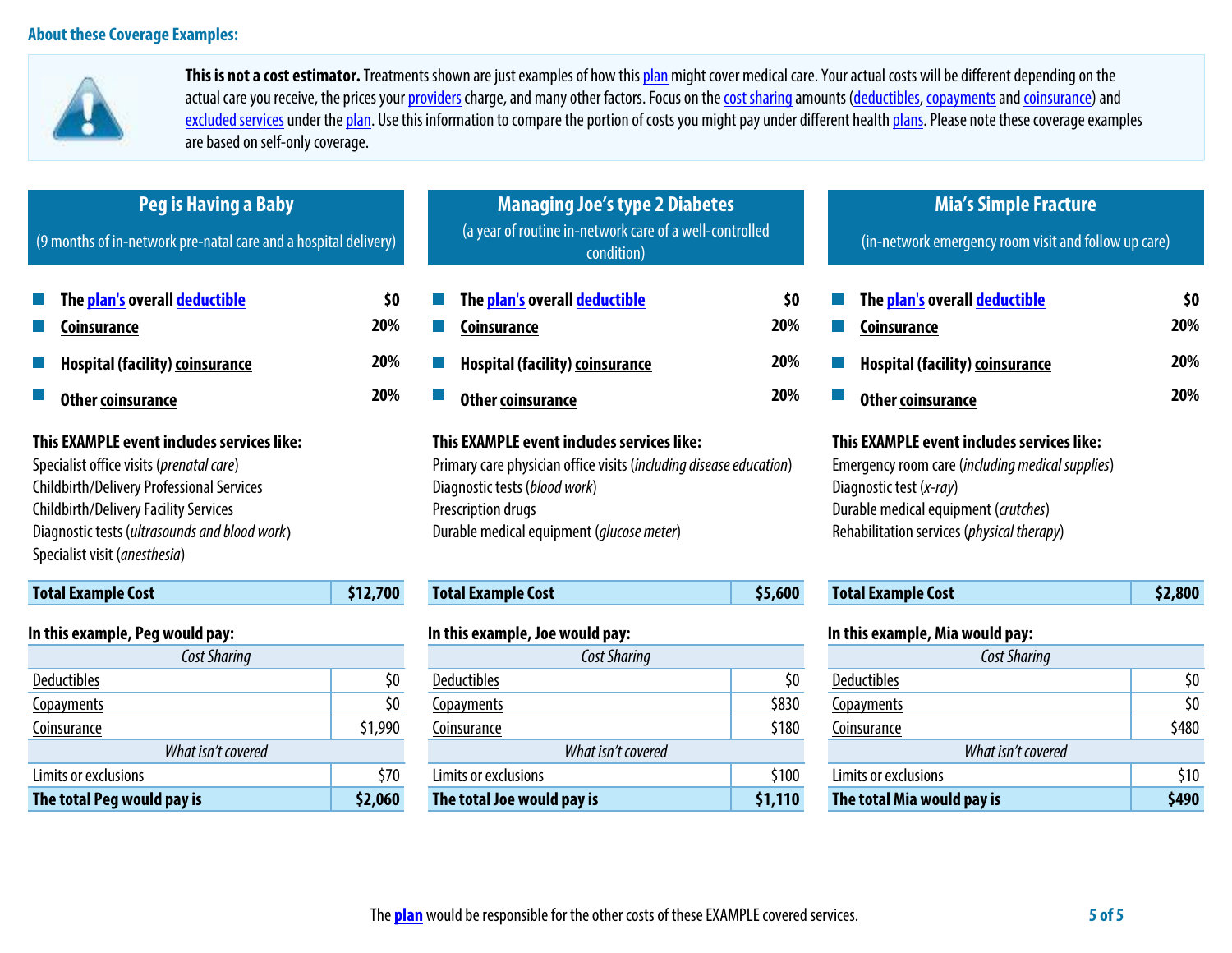## About these Coverage Examples:

**This is not a cost estimator.** Treatments shown are just examples of how this plan might cover medical care. Your actual costs will be different depending on the actual care you receive, the prices your providers charge, and many other factors. Focus on the cost sharing amounts (deductibles, copayments and coinsurance) and excluded services under the plan. Use this information to compare the portion of costs you might pay under different health plans. Please note these coverage examples are based on self-only coverage.

### Peg is Having a Baby

(9 months of in-network pre-natal care and a hospital delivery)

- **The plan's overall deductible** — $0
- **Coinsurance** — 20%
- **Hospital (facility) coinsurance** — 20%
- **Other coinsurance** — 20%

**This EXAMPLE event includes services like:**
Specialist office visits (*prenatal care*)
Childbirth/Delivery Professional Services
Childbirth/Delivery Facility Services
Diagnostic tests (*ultrasounds and blood work*)
Specialist visit (*anesthesia*)

| **Total Example Cost** | **$12,700** |
|---|---|

**In this example, Peg would pay:**

| *Cost Sharing* | |
|---|---|
| Deductibles | $0 |
| Copayments | $0 |
| Coinsurance | $1,990 |
| *What isn't covered* | |
| Limits or exclusions | $70 |
| **The total Peg would pay is** | **$2,060** |

### Managing Joe's type 2 Diabetes

(a year of routine in-network care of a well-controlled condition)

- **The plan's overall deductible** — $0
- **Coinsurance** — 20%
- **Hospital (facility) coinsurance** — 20%
- **Other coinsurance** — 20%

**This EXAMPLE event includes services like:**
Primary care physician office visits (*including disease education*)
Diagnostic tests (*blood work*)
Prescription drugs
Durable medical equipment (*glucose meter*)

| **Total Example Cost** | **$5,600** |
|---|---|

**In this example, Joe would pay:**

| *Cost Sharing* | |
|---|---|
| Deductibles | $0 |
| Copayments | $830 |
| Coinsurance | $180 |
| *What isn't covered* | |
| Limits or exclusions | $100 |
| **The total Joe would pay is** | **$1,110** |

### Mia's Simple Fracture

(in-network emergency room visit and follow up care)

- **The plan's overall deductible** — $0
- **Coinsurance** — 20%
- **Hospital (facility) coinsurance** — 20%
- **Other coinsurance** — 20%

**This EXAMPLE event includes services like:**
Emergency room care (*including medical supplies*)
Diagnostic test (*x-ray*)
Durable medical equipment (*crutches*)
Rehabilitation services (*physical therapy*)

| **Total Example Cost** | **$2,800** |
|---|---|

**In this example, Mia would pay:**

| *Cost Sharing* | |
|---|---|
| Deductibles | $0 |
| Copayments | $0 |
| Coinsurance | $480 |
| *What isn't covered* | |
| Limits or exclusions | $10 |
| **The total Mia would pay is** | **$490** |

The **plan** would be responsible for the other costs of these EXAMPLE covered services.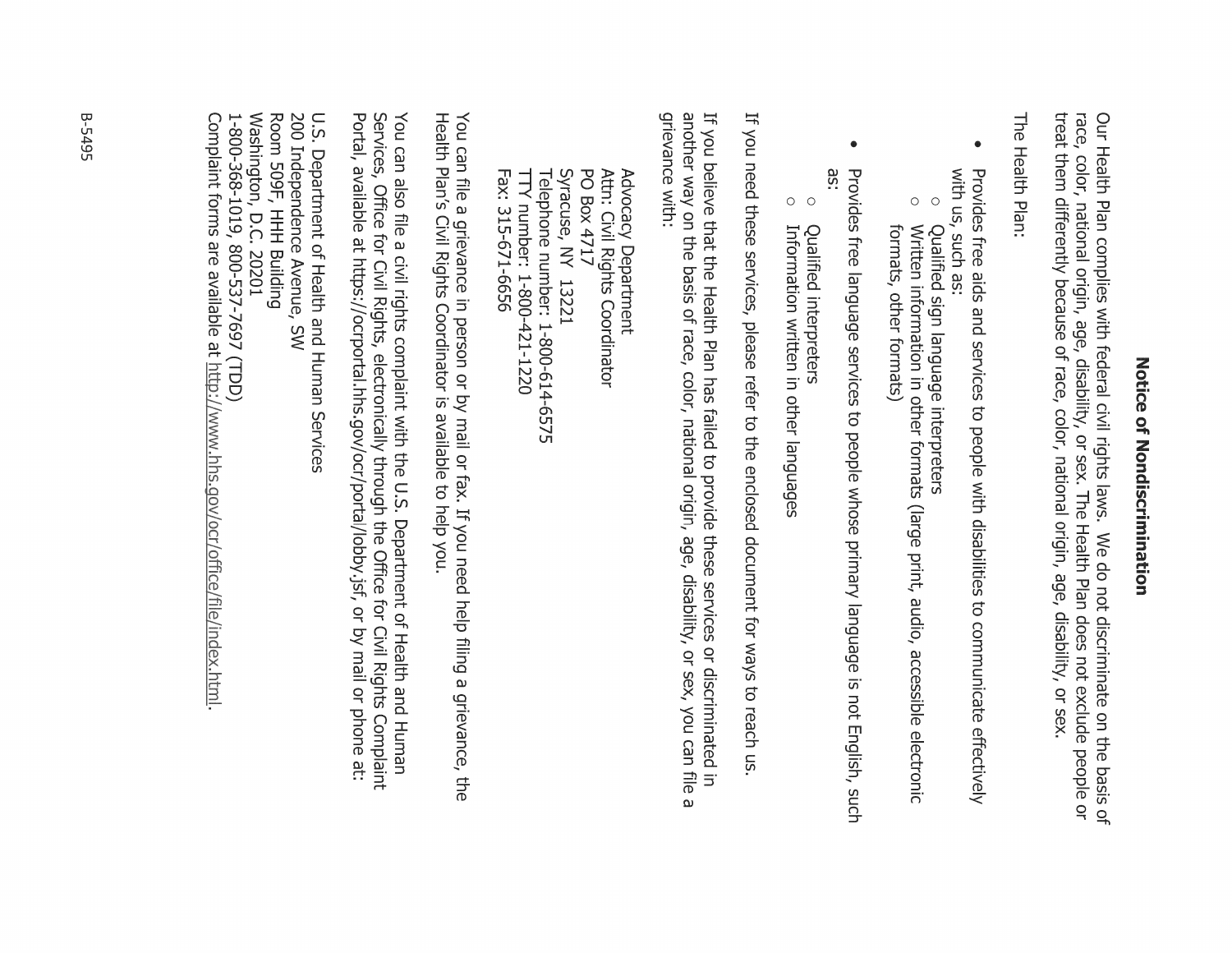# Notice of Nondiscrimination

Our Health Plan complies with federal civil rights laws. We do not discriminate on the basis of race, color, national origin, age, disability, or sex. The Health Plan does not exclude people or treat them differently because of race, color, national origin, age, disability, or sex.

The Health Plan:

- Provides free aids and services to people with disabilities to communicate effectively with us, such as:
  - Qualified sign language interpreters
  - Written information in other formats (large print, audio, accessible electronic formats, other formats)
- Provides free language services to people whose primary language is not English, such as:
  - Qualified interpreters
  - Information written in other languages

If you need these services, please refer to the enclosed document for ways to reach us.

If you believe that the Health Plan has failed to provide these services or discriminated in another way on the basis of race, color, national origin, age, disability, or sex, you can file a grievance with:

Advocacy Department
Attn: Civil Rights Coordinator
PO Box 4717
Syracuse, NY 13221
Telephone number: 1-800-614-6575
TTY number: 1-800-421-1220
Fax: 315-671-6656

You can file a grievance in person or by mail or fax. If you need help filing a grievance, the Health Plan's Civil Rights Coordinator is available to help you.

You can also file a civil rights complaint with the U.S. Department of Health and Human Services, Office for Civil Rights, electronically through the Office for Civil Rights Complaint Portal, available at https://ocrportal.hhs.gov/ocr/portal/lobby.jsf, or by mail or phone at:

U.S. Department of Health and Human Services
200 Independence Avenue, SW
Room 509F, HHH Building
Washington, D.C. 20201
1-800-368-1019, 800-537-7697 (TDD)
Complaint forms are available at http://www.hhs.gov/ocr/office/file/index.html.

B-5495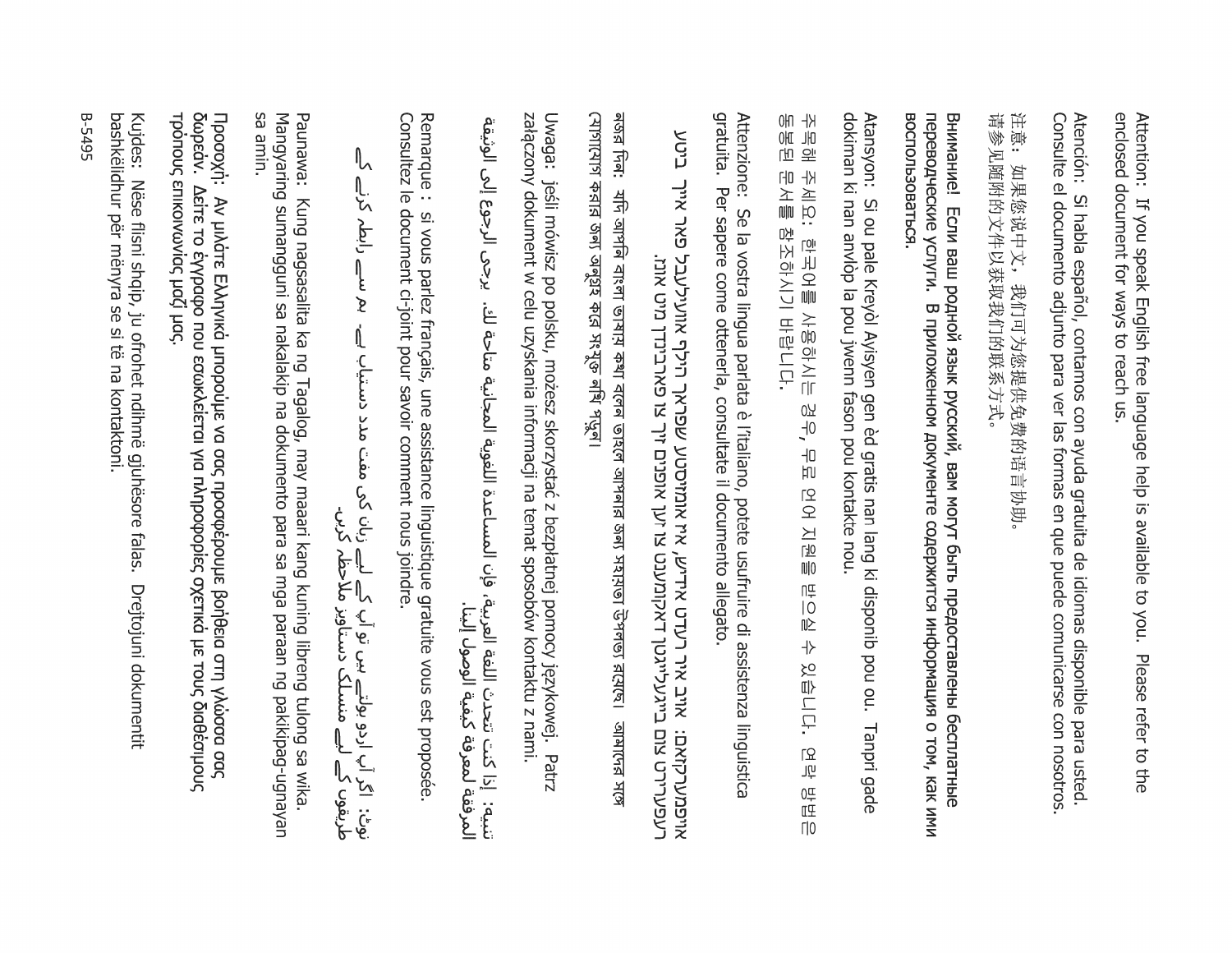Attention: If you speak English free language help is available to you. Please refer to the enclosed document for ways to reach us.

Atención: Si habla español, contamos con ayuda gratuita de idiomas disponible para usted. Consulte el documento adjunto para ver las formas en que puede comunicarse con nosotros.

注意：如果您说中文，我们可为您提供免费的语言协助。请参见随附的文件以获取我们的联系方式。

Внимание! Если ваш родной язык русский, вам могут быть предоставлены бесплатные переводческие услуги. В приложенном документе содержится информация о том, как ими воспользоваться.

Atansyon: Si ou pale Kreyòl Ayisyen gen èd gratis nan lang ki disponib pou ou. Tanpri gade dokiman ki nan anvlòp la pou jwenn fason pou kontakte nou.

주목해 주세요: 한국어를 사용하시는 경우, 무료 언어 지원을 받으실 수 있습니다. 연락 방법은 동봉된 문서를 참조하시기 바랍니다.

Attenzione: Se la vostra lingua parlata è l'italiano, potete usufruire di assistenza linguistica gratuita. Per sapere come ottenerla, consultate il documento allegato.

אויפמערקזאם: אויב איר רעדט אידיש, איז פריי שפראך הילף אוועילעבל פאר אייך. ביטע רעפערירט צום בייגעלייגטן דאקומענט פאר אופנים ווי אזוי צו פארבינדן זיך מיט אונז.

লক্ষ্য করুন: যদি আপনি বাংলা ভাষায় কথা বলেন তাহলে আপনার জন্য বিনামূল্যে ভাষা সহায়তা উপলব্ধ রয়েছে। আমাদের সঙ্গে যোগাযোগ করার উপায় জানতে অনুগ্রহ করে সংযুক্ত নথি দেখুন।

Uwaga: jeśli mówisz po polsku, możesz skorzystać z bezpłatnej pomocy językowej. Patrz załączony dokument w celu uzyskania informacji na temat sposobów kontaktu z nami.

تنبيه: إذا كنت تتحدث اللغة العربية، فإن المساعدة اللغوية المجانية متاحة لك. يرجى الرجوع إلى الوثيقة المرفقة لمعرفة كيفية الوصول إلينا.

نوٹ: اگر آپ اردو بولتے ہیں تو آپ کے لیے زبان کی مفت مدد دستیاب ہے۔ ہم سے رابطہ کرنے کے طریقوں کے لیے منسلک دستاویز ملاحظہ کریں۔

Remarque : si vous parlez français, une assistance linguistique gratuite vous est proposée. Consultez le document ci-joint pour savoir comment nous joindre.

Paunawa: Kung nagsasalita ka ng Tagalog, may maaari kang kuning libreng tulong sa wika. Mangyaring sumangguni sa nakalakip na dokumento para sa mga paraan ng pakikipag-ugnayan sa amin.

Προσοχή: Αν μιλάτε Ελληνικά μπορούμε να σας προσφέρουμε βοήθεια στη γλώσσα σας δωρεάν. Δείτε το έγγραφο που εσωκλείεται για πληροφορίες σχετικά με τους διαθέσιμους τρόπους επικοινωνίας μαζί μας.

Kujdes: Nëse flisni shqip, ju ofrohet ndihmë gjuhësore falas. Drejtojuni dokumentit bashkëlidhur për mënyra se si të na kontaktoni.

B-5495